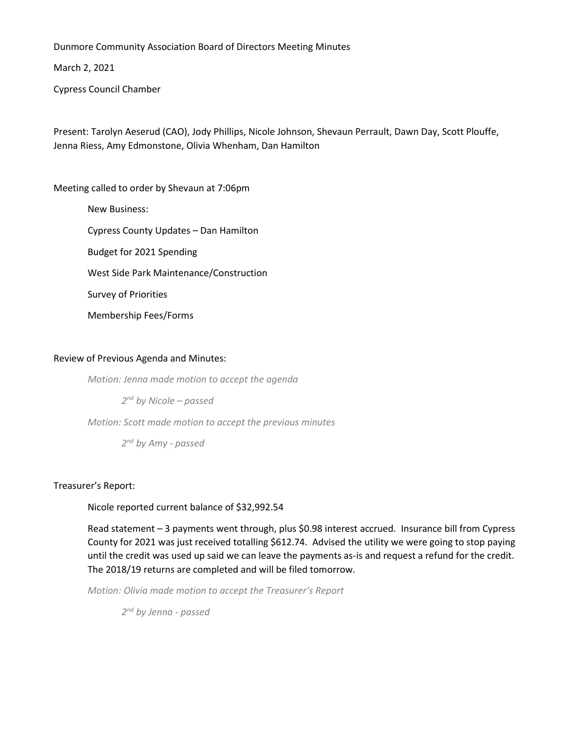Dunmore Community Association Board of Directors Meeting Minutes

March 2, 2021

Cypress Council Chamber

Present: Tarolyn Aeserud (CAO), Jody Phillips, Nicole Johnson, Shevaun Perrault, Dawn Day, Scott Plouffe, Jenna Riess, Amy Edmonstone, Olivia Whenham, Dan Hamilton

Meeting called to order by Shevaun at 7:06pm

New Business:

Cypress County Updates – Dan Hamilton

Budget for 2021 Spending

West Side Park Maintenance/Construction

Survey of Priorities

Membership Fees/Forms

Review of Previous Agenda and Minutes:

*Motion: Jenna made motion to accept the agenda*

*2nd by Nicole – passed*

*Motion: Scott made motion to accept the previous minutes*

*2nd by Amy - passed*

Treasurer's Report:

Nicole reported current balance of $32,992.54

Read statement – 3 payments went through, plus $0.98 interest accrued. Insurance bill from Cypress County for 2021 was just received totalling $612.74. Advised the utility we were going to stop paying until the credit was used up said we can leave the payments as-is and request a refund for the credit. The 2018/19 returns are completed and will be filed tomorrow.

*Motion: Olivia made motion to accept the Treasurer's Report*

*2nd by Jenna - passed*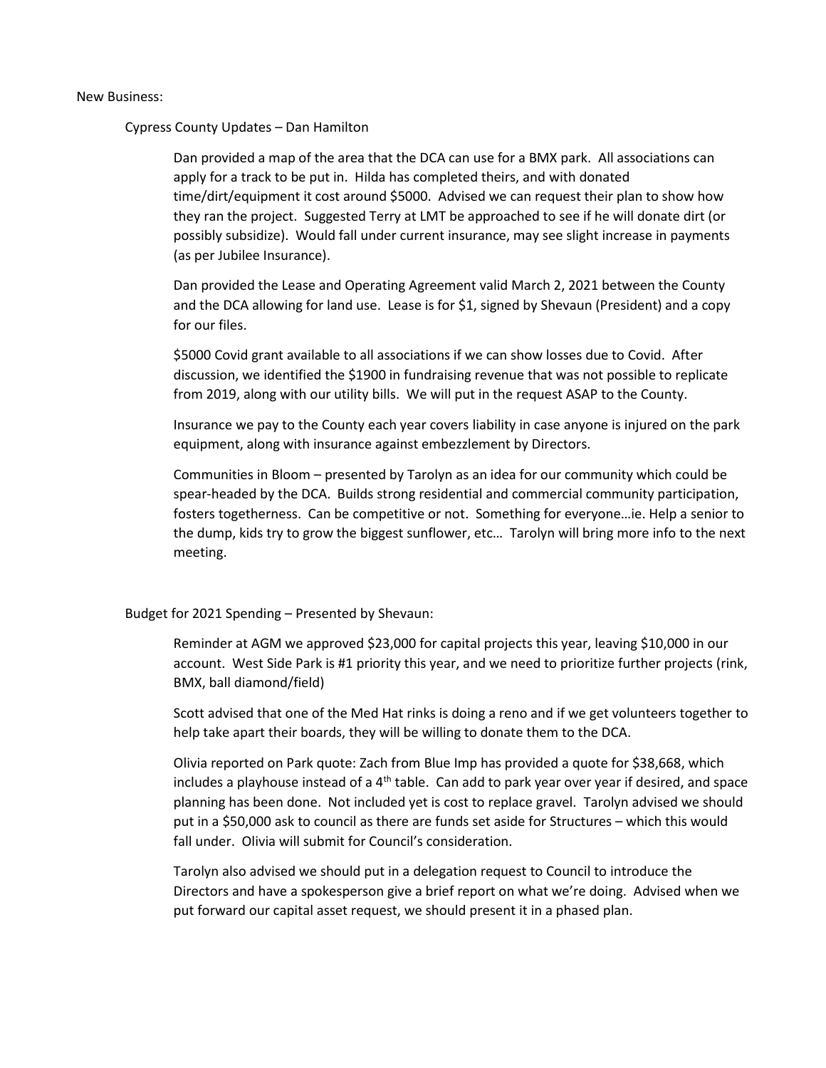New Business:

Cypress County Updates – Dan Hamilton

Dan provided a map of the area that the DCA can use for a BMX park. All associations can apply for a track to be put in. Hilda has completed theirs, and with donated time/dirt/equipment it cost around $5000. Advised we can request their plan to show how they ran the project. Suggested Terry at LMT be approached to see if he will donate dirt (or possibly subsidize). Would fall under current insurance, may see slight increase in payments (as per Jubilee Insurance).

Dan provided the Lease and Operating Agreement valid March 2, 2021 between the County and the DCA allowing for land use. Lease is for $1, signed by Shevaun (President) and a copy for our files.

$5000 Covid grant available to all associations if we can show losses due to Covid. After discussion, we identified the $1900 in fundraising revenue that was not possible to replicate from 2019, along with our utility bills. We will put in the request ASAP to the County.

Insurance we pay to the County each year covers liability in case anyone is injured on the park equipment, along with insurance against embezzlement by Directors.

Communities in Bloom – presented by Tarolyn as an idea for our community which could be spear-headed by the DCA. Builds strong residential and commercial community participation, fosters togetherness. Can be competitive or not. Something for everyone…ie. Help a senior to the dump, kids try to grow the biggest sunflower, etc… Tarolyn will bring more info to the next meeting.

Budget for 2021 Spending – Presented by Shevaun:

Reminder at AGM we approved $23,000 for capital projects this year, leaving $10,000 in our account. West Side Park is #1 priority this year, and we need to prioritize further projects (rink, BMX, ball diamond/field)

Scott advised that one of the Med Hat rinks is doing a reno and if we get volunteers together to help take apart their boards, they will be willing to donate them to the DCA.

Olivia reported on Park quote: Zach from Blue Imp has provided a quote for $38,668, which includes a playhouse instead of a 4th table. Can add to park year over year if desired, and space planning has been done. Not included yet is cost to replace gravel. Tarolyn advised we should put in a $50,000 ask to council as there are funds set aside for Structures – which this would fall under. Olivia will submit for Council's consideration.

Tarolyn also advised we should put in a delegation request to Council to introduce the Directors and have a spokesperson give a brief report on what we're doing. Advised when we put forward our capital asset request, we should present it in a phased plan.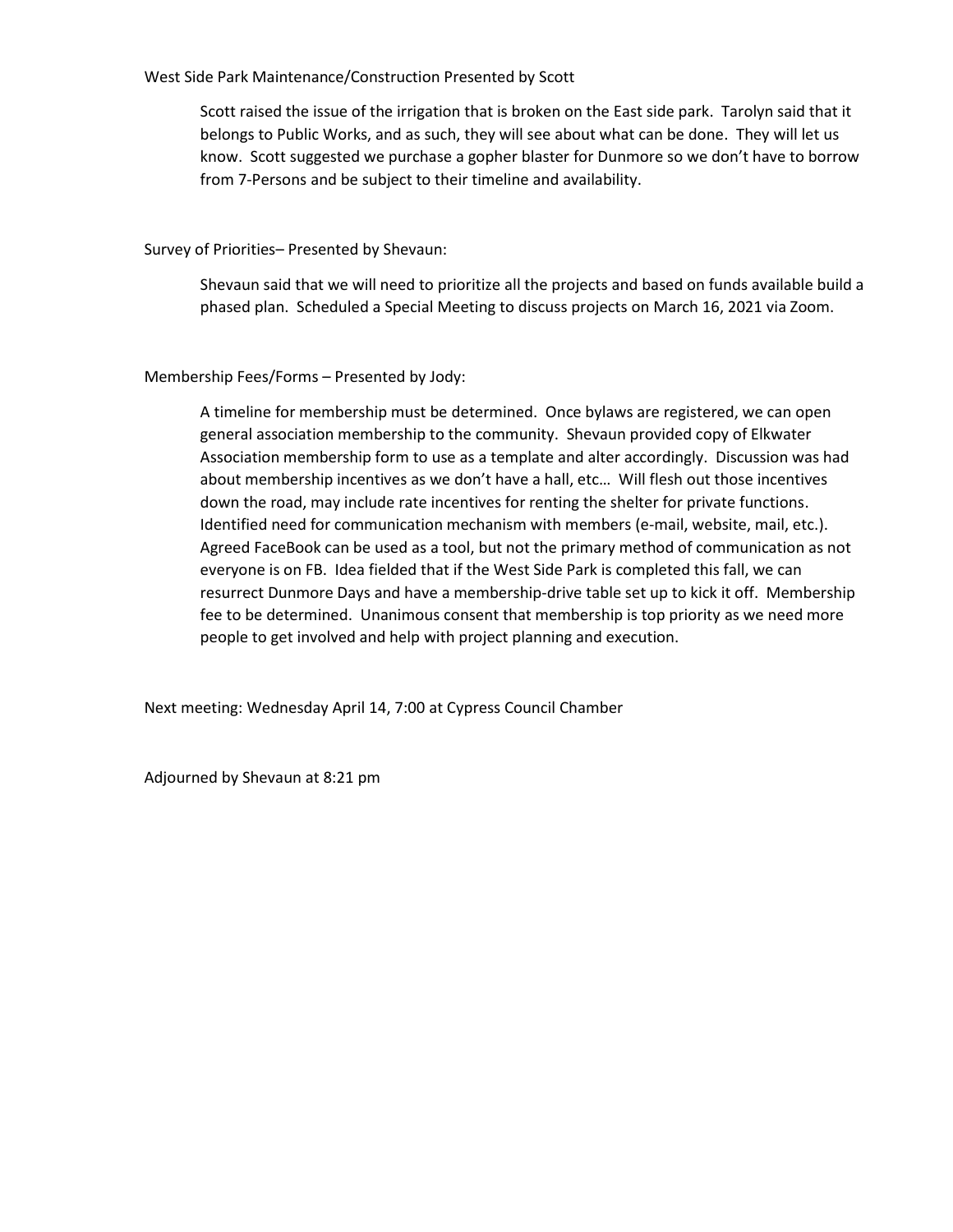West Side Park Maintenance/Construction Presented by Scott

Scott raised the issue of the irrigation that is broken on the East side park. Tarolyn said that it belongs to Public Works, and as such, they will see about what can be done. They will let us know. Scott suggested we purchase a gopher blaster for Dunmore so we don't have to borrow from 7-Persons and be subject to their timeline and availability.

Survey of Priorities– Presented by Shevaun:

Shevaun said that we will need to prioritize all the projects and based on funds available build a phased plan. Scheduled a Special Meeting to discuss projects on March 16, 2021 via Zoom.

Membership Fees/Forms – Presented by Jody:

A timeline for membership must be determined. Once bylaws are registered, we can open general association membership to the community. Shevaun provided copy of Elkwater Association membership form to use as a template and alter accordingly. Discussion was had about membership incentives as we don't have a hall, etc… Will flesh out those incentives down the road, may include rate incentives for renting the shelter for private functions. Identified need for communication mechanism with members (e-mail, website, mail, etc.). Agreed FaceBook can be used as a tool, but not the primary method of communication as not everyone is on FB. Idea fielded that if the West Side Park is completed this fall, we can resurrect Dunmore Days and have a membership-drive table set up to kick it off. Membership fee to be determined. Unanimous consent that membership is top priority as we need more people to get involved and help with project planning and execution.

Next meeting: Wednesday April 14, 7:00 at Cypress Council Chamber

Adjourned by Shevaun at 8:21 pm